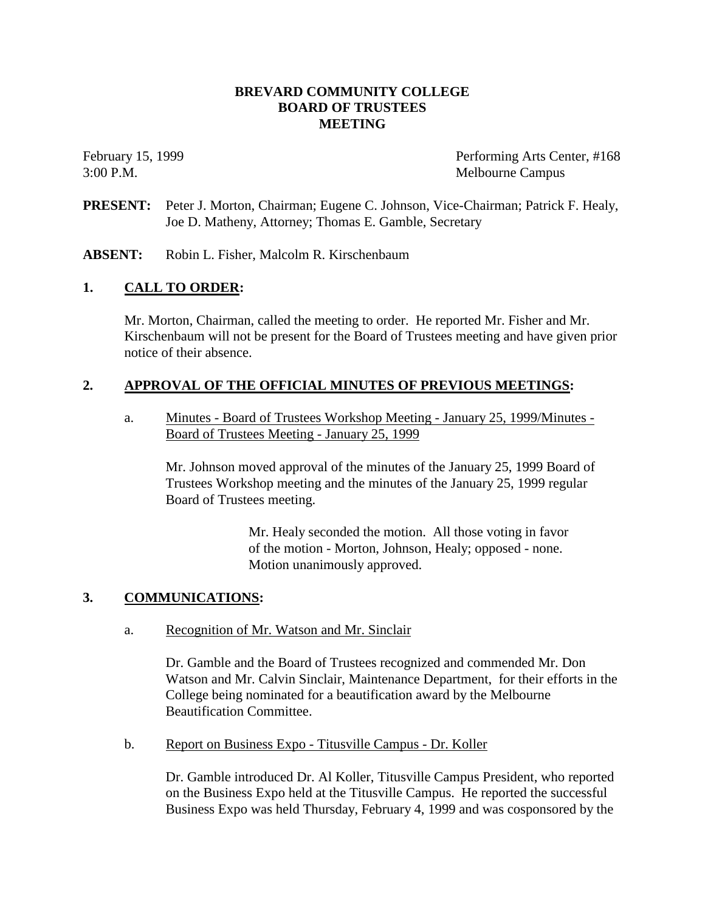# BREVARD COMMUNITY COLLEGE
## BOARD OF TRUSTEES
## MEETING

February 15, 1999 Performing Arts Center, #168
3:00 P.M. Melbourne Campus

**PRESENT:** Peter J. Morton, Chairman; Eugene C. Johnson, Vice-Chairman; Patrick F. Healy, Joe D. Matheny, Attorney; Thomas E. Gamble, Secretary

**ABSENT:** Robin L. Fisher, Malcolm R. Kirschenbaum

**1. CALL TO ORDER:**

Mr. Morton, Chairman, called the meeting to order. He reported Mr. Fisher and Mr. Kirschenbaum will not be present for the Board of Trustees meeting and have given prior notice of their absence.

**2. APPROVAL OF THE OFFICIAL MINUTES OF PREVIOUS MEETINGS:**

a. Minutes - Board of Trustees Workshop Meeting - January 25, 1999/Minutes - Board of Trustees Meeting - January 25, 1999

Mr. Johnson moved approval of the minutes of the January 25, 1999 Board of Trustees Workshop meeting and the minutes of the January 25, 1999 regular Board of Trustees meeting.

Mr. Healy seconded the motion. All those voting in favor of the motion - Morton, Johnson, Healy; opposed - none. Motion unanimously approved.

**3. COMMUNICATIONS:**

a. Recognition of Mr. Watson and Mr. Sinclair

Dr. Gamble and the Board of Trustees recognized and commended Mr. Don Watson and Mr. Calvin Sinclair, Maintenance Department, for their efforts in the College being nominated for a beautification award by the Melbourne Beautification Committee.

b. Report on Business Expo - Titusville Campus - Dr. Koller

Dr. Gamble introduced Dr. Al Koller, Titusville Campus President, who reported on the Business Expo held at the Titusville Campus. He reported the successful Business Expo was held Thursday, February 4, 1999 and was cosponsored by the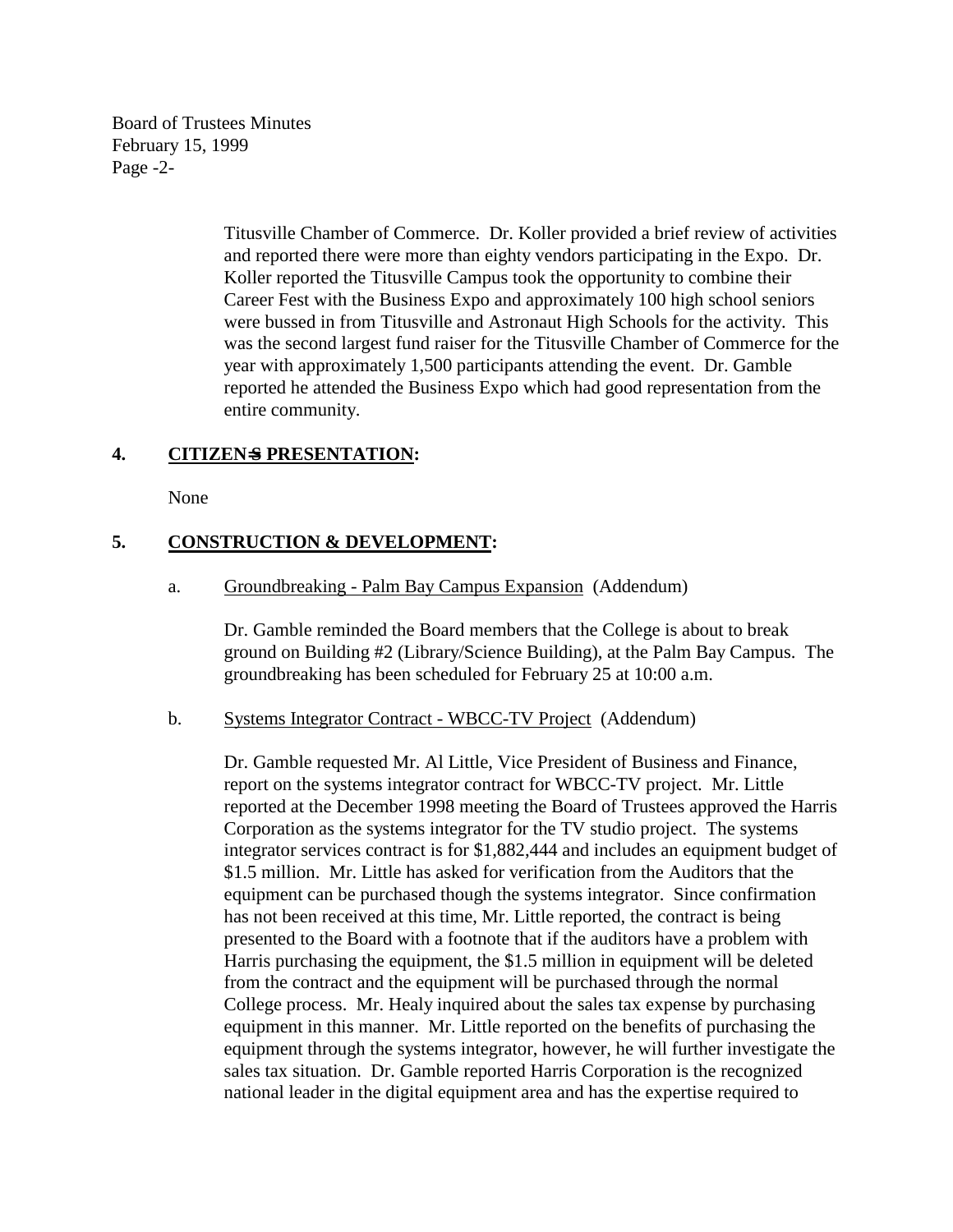Titusville Chamber of Commerce. Dr. Koller provided a brief review of activities and reported there were more than eighty vendors participating in the Expo. Dr. Koller reported the Titusville Campus took the opportunity to combine their Career Fest with the Business Expo and approximately 100 high school seniors were bussed in from Titusville and Astronaut High Schools for the activity. This was the second largest fund raiser for the Titusville Chamber of Commerce for the year with approximately 1,500 participants attending the event. Dr. Gamble reported he attended the Business Expo which had good representation from the entire community.

**4. CITIZEN=S PRESENTATION:**

None

**5. CONSTRUCTION & DEVELOPMENT:**

a. Groundbreaking - Palm Bay Campus Expansion (Addendum)

Dr. Gamble reminded the Board members that the College is about to break ground on Building #2 (Library/Science Building), at the Palm Bay Campus. The groundbreaking has been scheduled for February 25 at 10:00 a.m.

b. Systems Integrator Contract - WBCC-TV Project (Addendum)

Dr. Gamble requested Mr. Al Little, Vice President of Business and Finance, report on the systems integrator contract for WBCC-TV project. Mr. Little reported at the December 1998 meeting the Board of Trustees approved the Harris Corporation as the systems integrator for the TV studio project. The systems integrator services contract is for $1,882,444 and includes an equipment budget of $1.5 million. Mr. Little has asked for verification from the Auditors that the equipment can be purchased though the systems integrator. Since confirmation has not been received at this time, Mr. Little reported, the contract is being presented to the Board with a footnote that if the auditors have a problem with Harris purchasing the equipment, the $1.5 million in equipment will be deleted from the contract and the equipment will be purchased through the normal College process. Mr. Healy inquired about the sales tax expense by purchasing equipment in this manner. Mr. Little reported on the benefits of purchasing the equipment through the systems integrator, however, he will further investigate the sales tax situation. Dr. Gamble reported Harris Corporation is the recognized national leader in the digital equipment area and has the expertise required to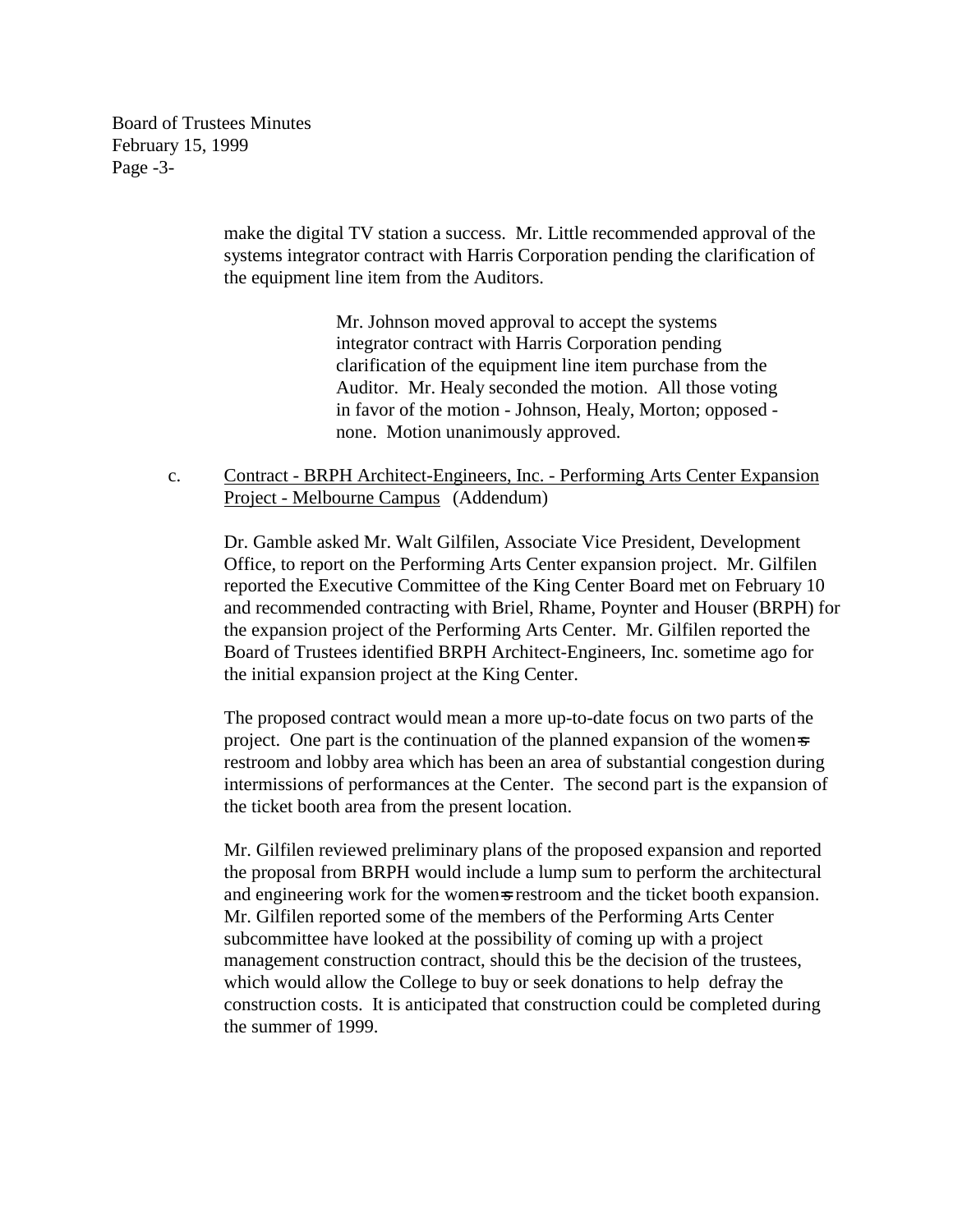make the digital TV station a success. Mr. Little recommended approval of the systems integrator contract with Harris Corporation pending the clarification of the equipment line item from the Auditors.

> Mr. Johnson moved approval to accept the systems integrator contract with Harris Corporation pending clarification of the equipment line item purchase from the Auditor. Mr. Healy seconded the motion. All those voting in favor of the motion - Johnson, Healy, Morton; opposed - none. Motion unanimously approved.

c. Contract - BRPH Architect-Engineers, Inc. - Performing Arts Center Expansion Project - Melbourne Campus (Addendum)

Dr. Gamble asked Mr. Walt Gilfilen, Associate Vice President, Development Office, to report on the Performing Arts Center expansion project. Mr. Gilfilen reported the Executive Committee of the King Center Board met on February 10 and recommended contracting with Briel, Rhame, Poynter and Houser (BRPH) for the expansion project of the Performing Arts Center. Mr. Gilfilen reported the Board of Trustees identified BRPH Architect-Engineers, Inc. sometime ago for the initial expansion project at the King Center.

The proposed contract would mean a more up-to-date focus on two parts of the project. One part is the continuation of the planned expansion of the women=s restroom and lobby area which has been an area of substantial congestion during intermissions of performances at the Center. The second part is the expansion of the ticket booth area from the present location.

Mr. Gilfilen reviewed preliminary plans of the proposed expansion and reported the proposal from BRPH would include a lump sum to perform the architectural and engineering work for the women=s restroom and the ticket booth expansion. Mr. Gilfilen reported some of the members of the Performing Arts Center subcommittee have looked at the possibility of coming up with a project management construction contract, should this be the decision of the trustees, which would allow the College to buy or seek donations to help defray the construction costs. It is anticipated that construction could be completed during the summer of 1999.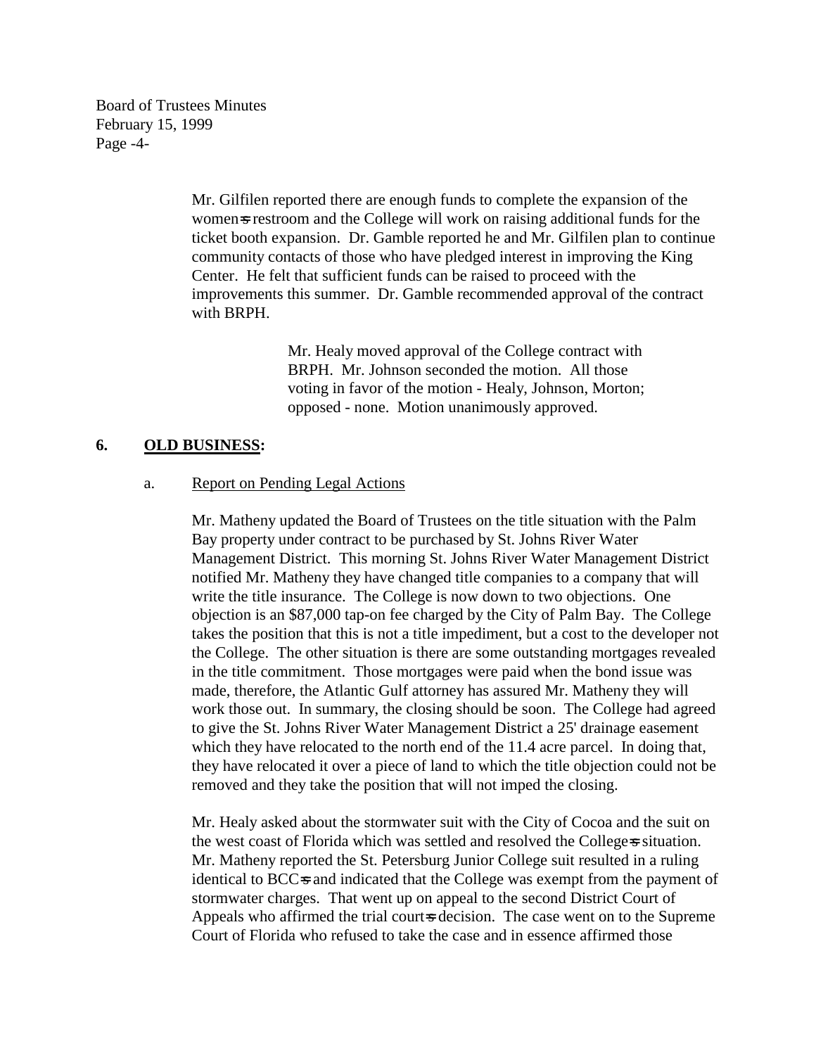Mr. Gilfilen reported there are enough funds to complete the expansion of the women=s restroom and the College will work on raising additional funds for the ticket booth expansion. Dr. Gamble reported he and Mr. Gilfilen plan to continue community contacts of those who have pledged interest in improving the King Center. He felt that sufficient funds can be raised to proceed with the improvements this summer. Dr. Gamble recommended approval of the contract with BRPH.

> Mr. Healy moved approval of the College contract with BRPH. Mr. Johnson seconded the motion. All those voting in favor of the motion - Healy, Johnson, Morton; opposed - none. Motion unanimously approved.

## 6. OLD BUSINESS:

### a. Report on Pending Legal Actions

Mr. Matheny updated the Board of Trustees on the title situation with the Palm Bay property under contract to be purchased by St. Johns River Water Management District. This morning St. Johns River Water Management District notified Mr. Matheny they have changed title companies to a company that will write the title insurance. The College is now down to two objections. One objection is an $87,000 tap-on fee charged by the City of Palm Bay. The College takes the position that this is not a title impediment, but a cost to the developer not the College. The other situation is there are some outstanding mortgages revealed in the title commitment. Those mortgages were paid when the bond issue was made, therefore, the Atlantic Gulf attorney has assured Mr. Matheny they will work those out. In summary, the closing should be soon. The College had agreed to give the St. Johns River Water Management District a 25' drainage easement which they have relocated to the north end of the 11.4 acre parcel. In doing that, they have relocated it over a piece of land to which the title objection could not be removed and they take the position that will not imped the closing.

Mr. Healy asked about the stormwater suit with the City of Cocoa and the suit on the west coast of Florida which was settled and resolved the College=s situation. Mr. Matheny reported the St. Petersburg Junior College suit resulted in a ruling identical to BCC=s and indicated that the College was exempt from the payment of stormwater charges. That went up on appeal to the second District Court of Appeals who affirmed the trial court=s decision. The case went on to the Supreme Court of Florida who refused to take the case and in essence affirmed those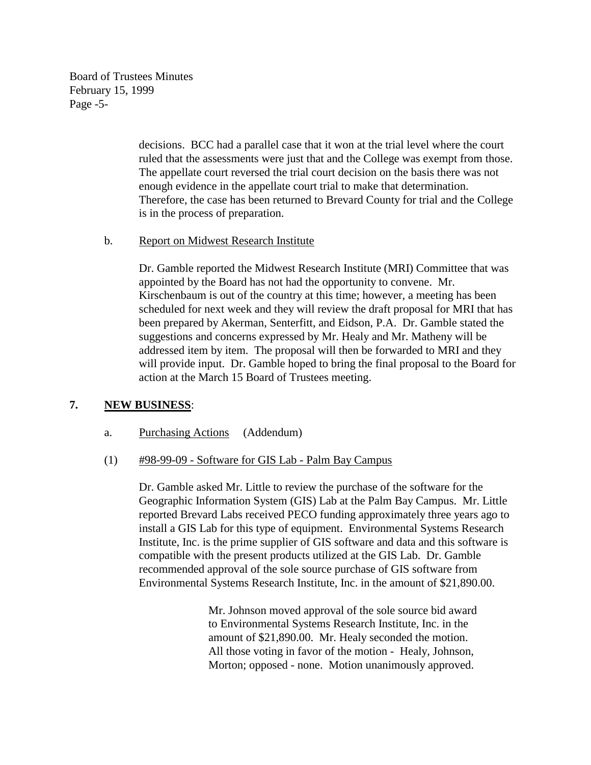decisions. BCC had a parallel case that it won at the trial level where the court ruled that the assessments were just that and the College was exempt from those. The appellate court reversed the trial court decision on the basis there was not enough evidence in the appellate court trial to make that determination. Therefore, the case has been returned to Brevard County for trial and the College is in the process of preparation.

b. Report on Midwest Research Institute

Dr. Gamble reported the Midwest Research Institute (MRI) Committee that was appointed by the Board has not had the opportunity to convene. Mr. Kirschenbaum is out of the country at this time; however, a meeting has been scheduled for next week and they will review the draft proposal for MRI that has been prepared by Akerman, Senterfitt, and Eidson, P.A. Dr. Gamble stated the suggestions and concerns expressed by Mr. Healy and Mr. Matheny will be addressed item by item. The proposal will then be forwarded to MRI and they will provide input. Dr. Gamble hoped to bring the final proposal to the Board for action at the March 15 Board of Trustees meeting.

**7. NEW BUSINESS**:

a. Purchasing Actions (Addendum)

(1) #98-99-09 - Software for GIS Lab - Palm Bay Campus

Dr. Gamble asked Mr. Little to review the purchase of the software for the Geographic Information System (GIS) Lab at the Palm Bay Campus. Mr. Little reported Brevard Labs received PECO funding approximately three years ago to install a GIS Lab for this type of equipment. Environmental Systems Research Institute, Inc. is the prime supplier of GIS software and data and this software is compatible with the present products utilized at the GIS Lab. Dr. Gamble recommended approval of the sole source purchase of GIS software from Environmental Systems Research Institute, Inc. in the amount of $21,890.00.

> Mr. Johnson moved approval of the sole source bid award to Environmental Systems Research Institute, Inc. in the amount of $21,890.00. Mr. Healy seconded the motion. All those voting in favor of the motion - Healy, Johnson, Morton; opposed - none. Motion unanimously approved.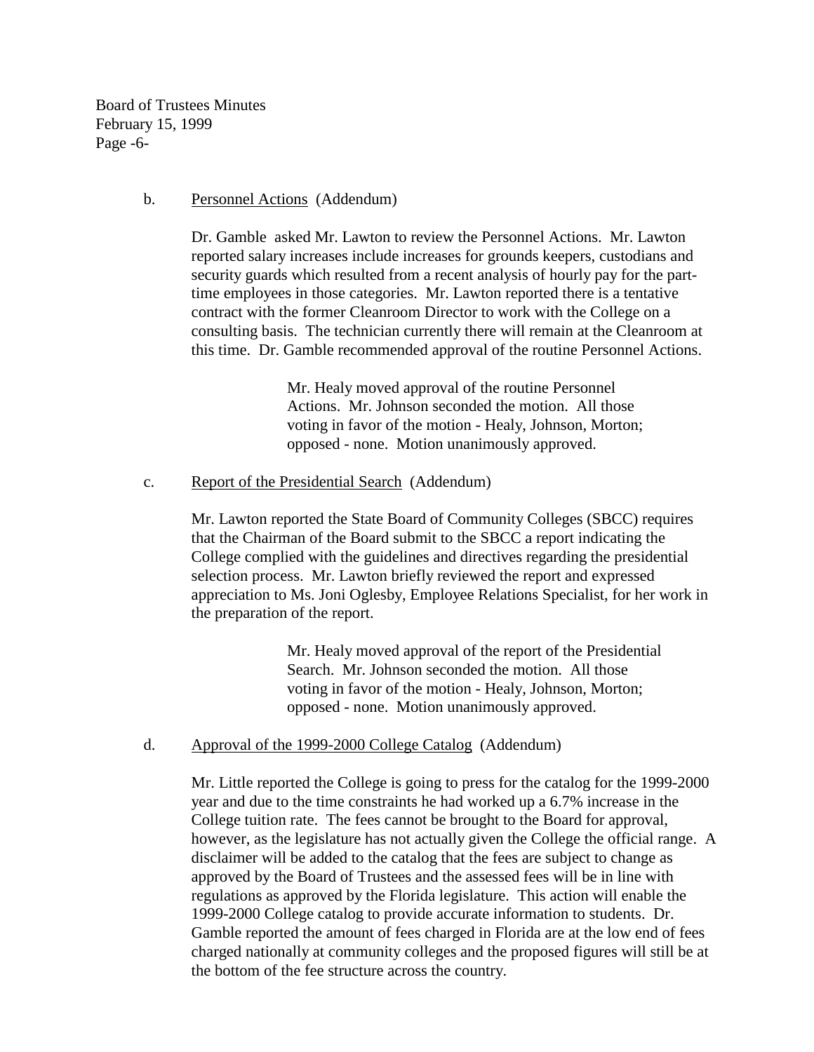b. <u>Personnel Actions</u> (Addendum)

Dr. Gamble asked Mr. Lawton to review the Personnel Actions. Mr. Lawton reported salary increases include increases for grounds keepers, custodians and security guards which resulted from a recent analysis of hourly pay for the part-time employees in those categories. Mr. Lawton reported there is a tentative contract with the former Cleanroom Director to work with the College on a consulting basis. The technician currently there will remain at the Cleanroom at this time. Dr. Gamble recommended approval of the routine Personnel Actions.

> Mr. Healy moved approval of the routine Personnel Actions. Mr. Johnson seconded the motion. All those voting in favor of the motion - Healy, Johnson, Morton; opposed - none. Motion unanimously approved.

c. <u>Report of the Presidential Search</u> (Addendum)

Mr. Lawton reported the State Board of Community Colleges (SBCC) requires that the Chairman of the Board submit to the SBCC a report indicating the College complied with the guidelines and directives regarding the presidential selection process. Mr. Lawton briefly reviewed the report and expressed appreciation to Ms. Joni Oglesby, Employee Relations Specialist, for her work in the preparation of the report.

> Mr. Healy moved approval of the report of the Presidential Search. Mr. Johnson seconded the motion. All those voting in favor of the motion - Healy, Johnson, Morton; opposed - none. Motion unanimously approved.

d. <u>Approval of the 1999-2000 College Catalog</u> (Addendum)

Mr. Little reported the College is going to press for the catalog for the 1999-2000 year and due to the time constraints he had worked up a 6.7% increase in the College tuition rate. The fees cannot be brought to the Board for approval, however, as the legislature has not actually given the College the official range. A disclaimer will be added to the catalog that the fees are subject to change as approved by the Board of Trustees and the assessed fees will be in line with regulations as approved by the Florida legislature. This action will enable the 1999-2000 College catalog to provide accurate information to students. Dr. Gamble reported the amount of fees charged in Florida are at the low end of fees charged nationally at community colleges and the proposed figures will still be at the bottom of the fee structure across the country.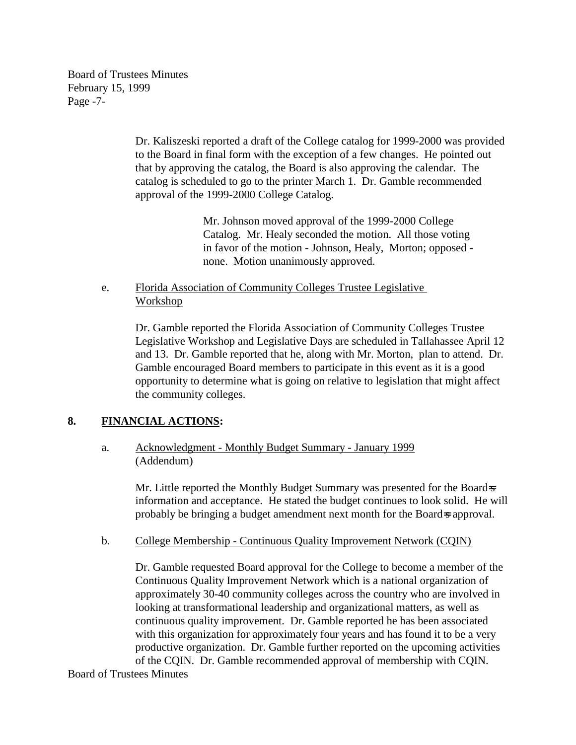Dr. Kaliszeski reported a draft of the College catalog for 1999-2000 was provided to the Board in final form with the exception of a few changes. He pointed out that by approving the catalog, the Board is also approving the calendar. The catalog is scheduled to go to the printer March 1. Dr. Gamble recommended approval of the 1999-2000 College Catalog.

> Mr. Johnson moved approval of the 1999-2000 College Catalog. Mr. Healy seconded the motion. All those voting in favor of the motion - Johnson, Healy, Morton; opposed - none. Motion unanimously approved.

e. Florida Association of Community Colleges Trustee Legislative Workshop

Dr. Gamble reported the Florida Association of Community Colleges Trustee Legislative Workshop and Legislative Days are scheduled in Tallahassee April 12 and 13. Dr. Gamble reported that he, along with Mr. Morton, plan to attend. Dr. Gamble encouraged Board members to participate in this event as it is a good opportunity to determine what is going on relative to legislation that might affect the community colleges.

## 8. FINANCIAL ACTIONS:

a. Acknowledgment - Monthly Budget Summary - January 1999 (Addendum)

Mr. Little reported the Monthly Budget Summary was presented for the Board's information and acceptance. He stated the budget continues to look solid. He will probably be bringing a budget amendment next month for the Board's approval.

b. College Membership - Continuous Quality Improvement Network (CQIN)

Dr. Gamble requested Board approval for the College to become a member of the Continuous Quality Improvement Network which is a national organization of approximately 30-40 community colleges across the country who are involved in looking at transformational leadership and organizational matters, as well as continuous quality improvement. Dr. Gamble reported he has been associated with this organization for approximately four years and has found it to be a very productive organization. Dr. Gamble further reported on the upcoming activities of the CQIN. Dr. Gamble recommended approval of membership with CQIN.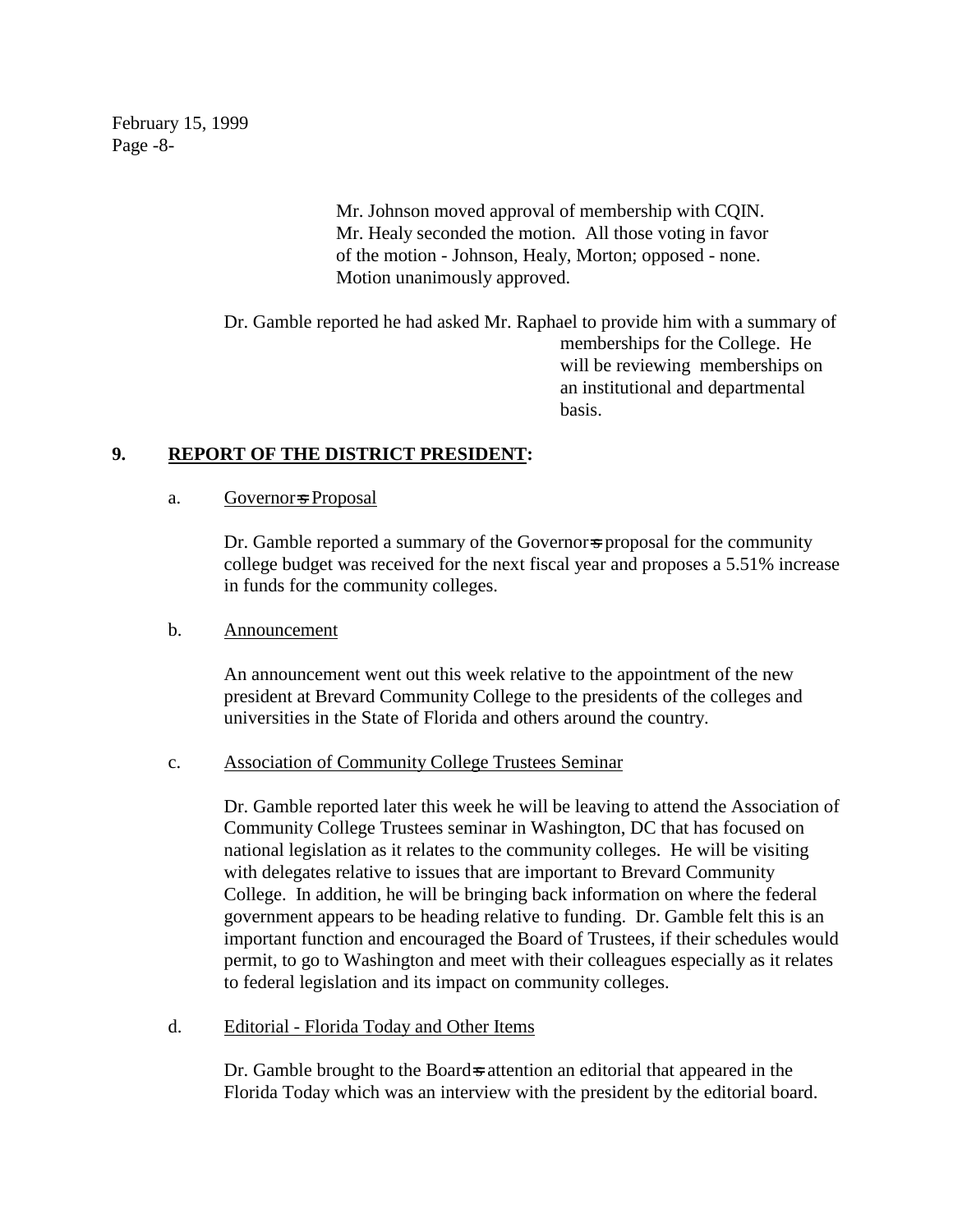Mr. Johnson moved approval of membership with CQIN. Mr. Healy seconded the motion. All those voting in favor of the motion - Johnson, Healy, Morton; opposed - none. Motion unanimously approved.

Dr. Gamble reported he had asked Mr. Raphael to provide him with a summary of memberships for the College. He will be reviewing memberships on an institutional and departmental basis.

## 9. REPORT OF THE DISTRICT PRESIDENT:

a. Governor=s Proposal

Dr. Gamble reported a summary of the Governor=s proposal for the community college budget was received for the next fiscal year and proposes a 5.51% increase in funds for the community colleges.

b. Announcement

An announcement went out this week relative to the appointment of the new president at Brevard Community College to the presidents of the colleges and universities in the State of Florida and others around the country.

c. Association of Community College Trustees Seminar

Dr. Gamble reported later this week he will be leaving to attend the Association of Community College Trustees seminar in Washington, DC that has focused on national legislation as it relates to the community colleges. He will be visiting with delegates relative to issues that are important to Brevard Community College. In addition, he will be bringing back information on where the federal government appears to be heading relative to funding. Dr. Gamble felt this is an important function and encouraged the Board of Trustees, if their schedules would permit, to go to Washington and meet with their colleagues especially as it relates to federal legislation and its impact on community colleges.

d. Editorial - Florida Today and Other Items

Dr. Gamble brought to the Board=s attention an editorial that appeared in the Florida Today which was an interview with the president by the editorial board.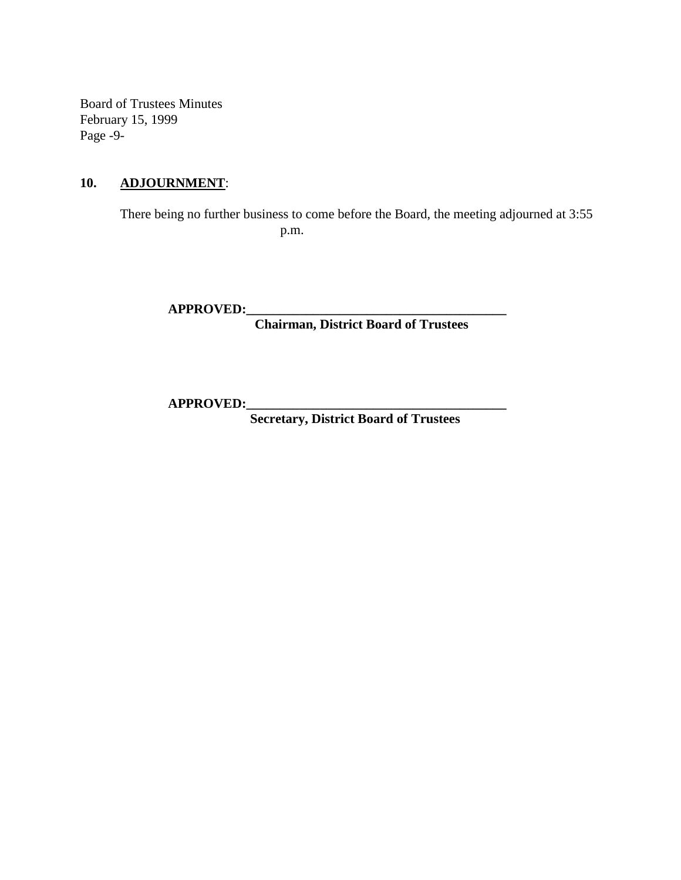## 10. ADJOURNMENT:

There being no further business to come before the Board, the meeting adjourned at 3:55 p.m.

**APPROVED:\_\_\_\_\_\_\_\_\_\_\_\_\_\_\_\_\_\_\_\_\_\_\_\_\_\_\_\_\_\_\_\_\_\_\_\_\_\_\_\_**
**Chairman, District Board of Trustees**

**APPROVED:\_\_\_\_\_\_\_\_\_\_\_\_\_\_\_\_\_\_\_\_\_\_\_\_\_\_\_\_\_\_\_\_\_\_\_\_\_\_\_\_**
**Secretary, District Board of Trustees**